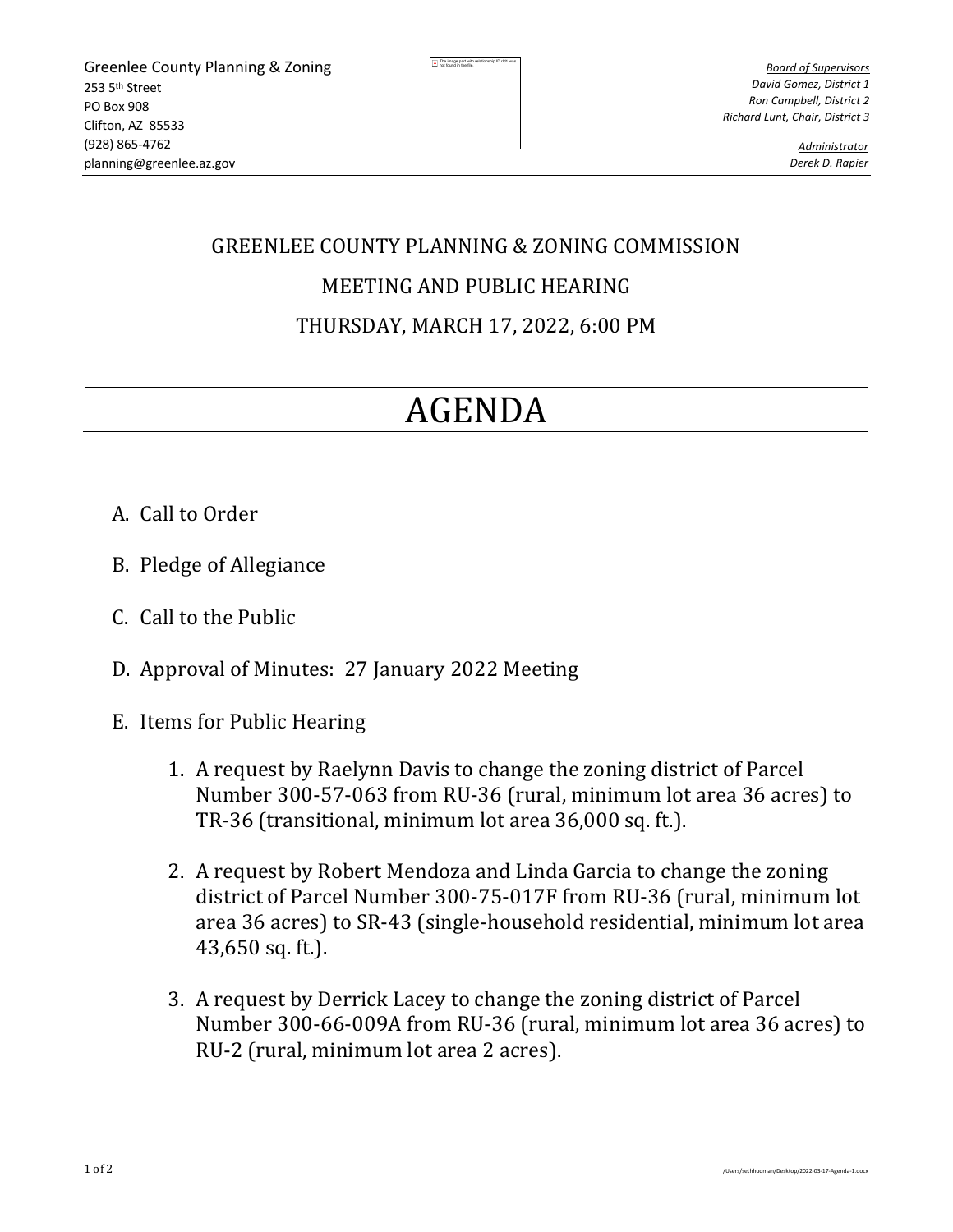Greenlee County Planning & Zoning
253 5th Street
PO Box 908
Clifton, AZ 85533
(928) 865-4762
planning@greenlee.az.gov

*Board of Supervisors*
*David Gomez, District 1*
*Ron Campbell, District 2*
*Richard Lunt, Chair, District 3*

*Administrator*
*Derek D. Rapier*

GREENLEE COUNTY PLANNING & ZONING COMMISSION

MEETING AND PUBLIC HEARING

THURSDAY, MARCH 17, 2022, 6:00 PM

# AGENDA

A. Call to Order

B. Pledge of Allegiance

C. Call to the Public

D. Approval of Minutes: 27 January 2022 Meeting

E. Items for Public Hearing

1. A request by Raelynn Davis to change the zoning district of Parcel Number 300-57-063 from RU-36 (rural, minimum lot area 36 acres) to TR-36 (transitional, minimum lot area 36,000 sq. ft.).

2. A request by Robert Mendoza and Linda Garcia to change the zoning district of Parcel Number 300-75-017F from RU-36 (rural, minimum lot area 36 acres) to SR-43 (single-household residential, minimum lot area 43,650 sq. ft.).

3. A request by Derrick Lacey to change the zoning district of Parcel Number 300-66-009A from RU-36 (rural, minimum lot area 36 acres) to RU-2 (rural, minimum lot area 2 acres).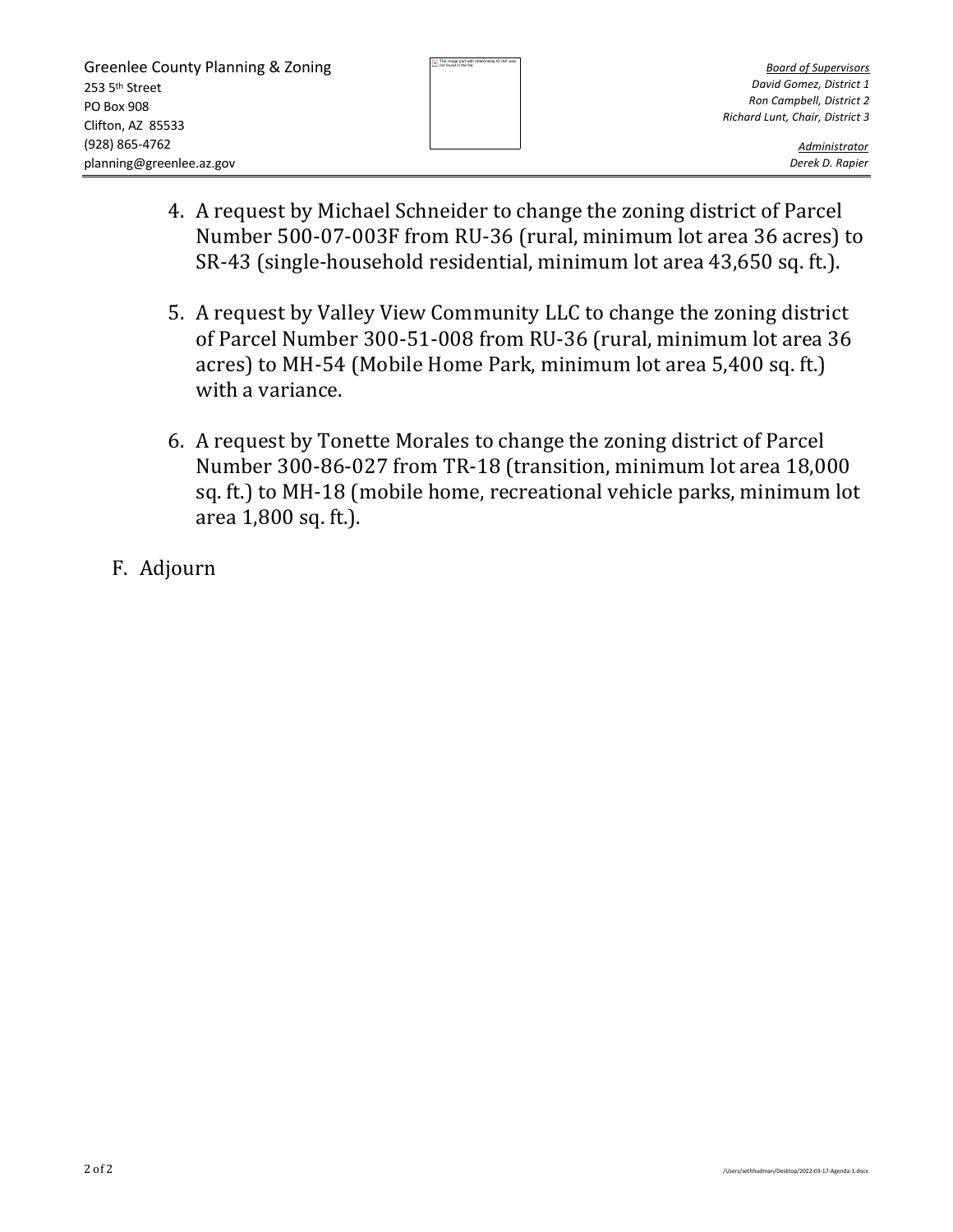Greenlee County Planning & Zoning
253 5th Street
PO Box 908
Clifton, AZ 85533
(928) 865-4762
planning@greenlee.az.gov

*Board of Supervisors*
*David Gomez, District 1*
*Ron Campbell, District 2*
*Richard Lunt, Chair, District 3*

*Administrator*
*Derek D. Rapier*

4. A request by Michael Schneider to change the zoning district of Parcel Number 500-07-003F from RU-36 (rural, minimum lot area 36 acres) to SR-43 (single-household residential, minimum lot area 43,650 sq. ft.).

5. A request by Valley View Community LLC to change the zoning district of Parcel Number 300-51-008 from RU-36 (rural, minimum lot area 36 acres) to MH-54 (Mobile Home Park, minimum lot area 5,400 sq. ft.) with a variance.

6. A request by Tonette Morales to change the zoning district of Parcel Number 300-86-027 from TR-18 (transition, minimum lot area 18,000 sq. ft.) to MH-18 (mobile home, recreational vehicle parks, minimum lot area 1,800 sq. ft.).

F. Adjourn